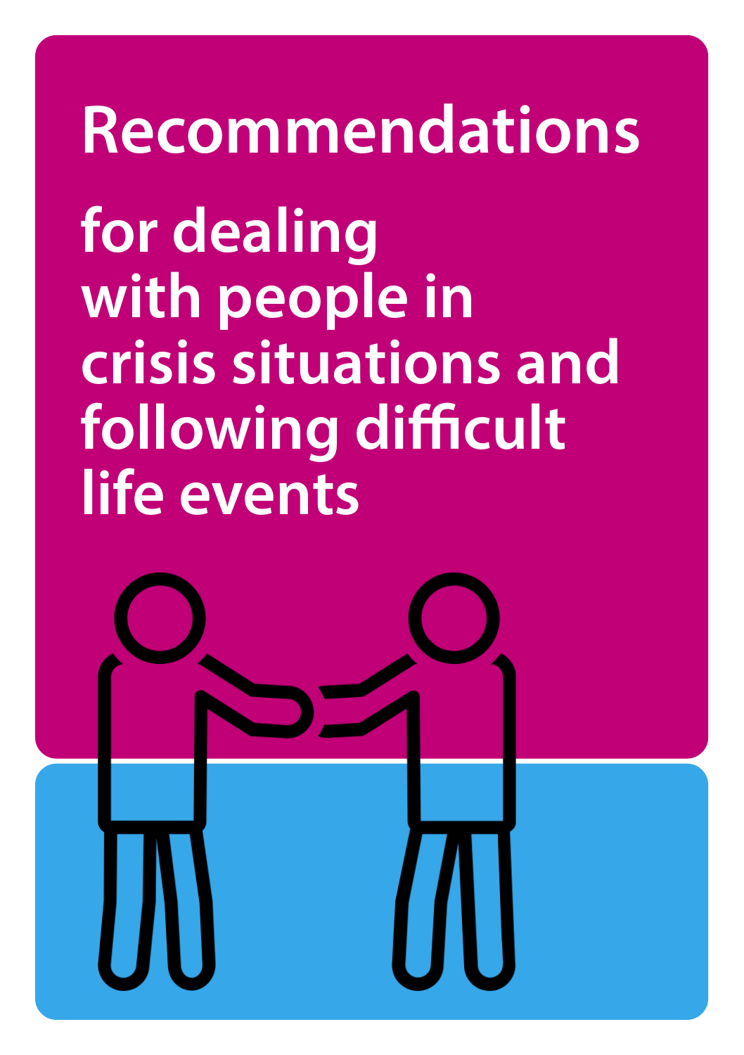# Recommendations

## for dealing with people in crisis situations and following difficult life events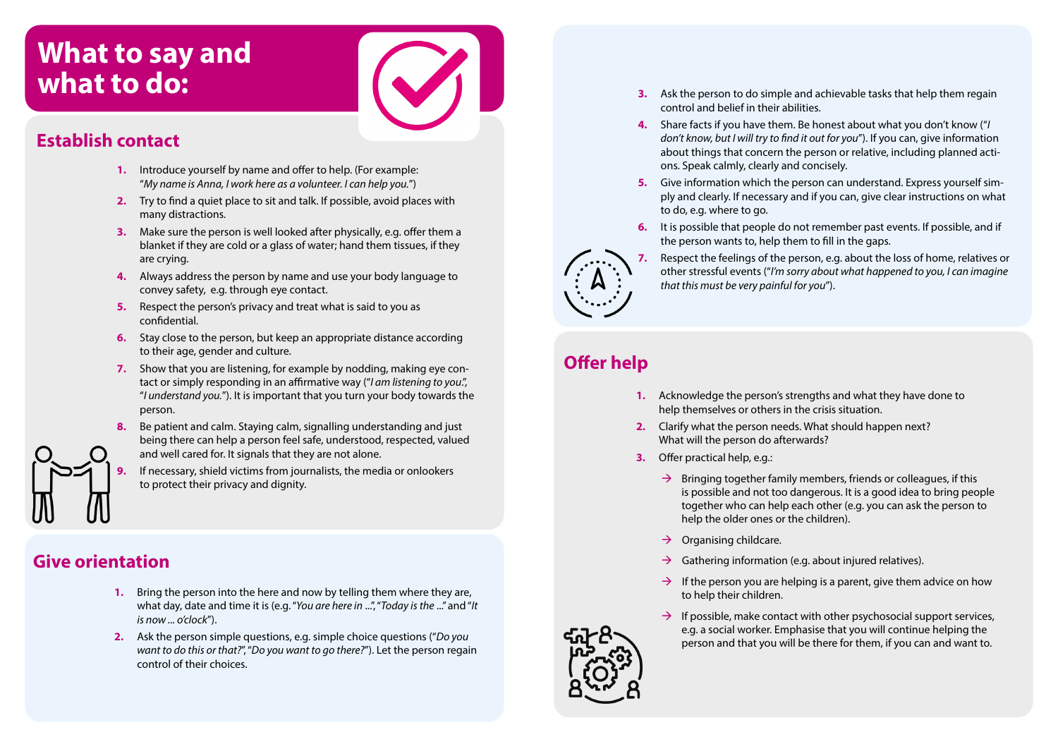# What to say and what to do:

## Establish contact

1. Introduce yourself by name and offer to help. (For example: "*My name is Anna, I work here as a volunteer. I can help you.*")
2. Try to find a quiet place to sit and talk. If possible, avoid places with many distractions.
3. Make sure the person is well looked after physically, e.g. offer them a blanket if they are cold or a glass of water; hand them tissues, if they are crying.
4. Always address the person by name and use your body language to convey safety, e.g. through eye contact.
5. Respect the person's privacy and treat what is said to you as confidential.
6. Stay close to the person, but keep an appropriate distance according to their age, gender and culture.
7. Show that you are listening, for example by nodding, making eye contact or simply responding in an affirmative way ("*I am listening to you.*", "*I understand you.*"). It is important that you turn your body towards the person.
8. Be patient and calm. Staying calm, signalling understanding and just being there can help a person feel safe, understood, respected, valued and well cared for. It signals that they are not alone.
9. If necessary, shield victims from journalists, the media or onlookers to protect their privacy and dignity.

## Give orientation

1. Bring the person into the here and now by telling them where they are, what day, date and time it is (e.g. "*You are here in ...*", "*Today is the ...*" and "*It is now ... o'clock*").
2. Ask the person simple questions, e.g. simple choice questions ("*Do you want to do this or that?*", "*Do you want to go there?*"). Let the person regain control of their choices.
3. Ask the person to do simple and achievable tasks that help them regain control and belief in their abilities.
4. Share facts if you have them. Be honest about what you don't know ("*I don't know, but I will try to find it out for you*"). If you can, give information about things that concern the person or relative, including planned actions. Speak calmly, clearly and concisely.
5. Give information which the person can understand. Express yourself simply and clearly. If necessary and if you can, give clear instructions on what to do, e.g. where to go.
6. It is possible that people do not remember past events. If possible, and if the person wants to, help them to fill in the gaps.
7. Respect the feelings of the person, e.g. about the loss of home, relatives or other stressful events ("*I'm sorry about what happened to you, I can imagine that this must be very painful for you*").

## Offer help

1. Acknowledge the person's strengths and what they have done to help themselves or others in the crisis situation.
2. Clarify what the person needs. What should happen next? What will the person do afterwards?
3. Offer practical help, e.g.:
   - → Bringing together family members, friends or colleagues, if this is possible and not too dangerous. It is a good idea to bring people together who can help each other (e.g. you can ask the person to help the older ones or the children).
   - → Organising childcare.
   - → Gathering information (e.g. about injured relatives).
   - → If the person you are helping is a parent, give them advice on how to help their children.
   - → If possible, make contact with other psychosocial support services, e.g. a social worker. Emphasise that you will continue helping the person and that you will be there for them, if you can and want to.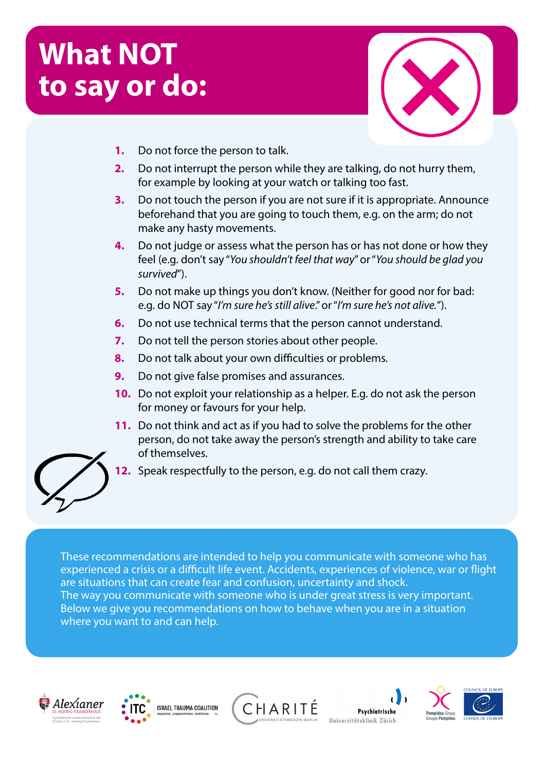# What NOT to say or do:

1. Do not force the person to talk.
2. Do not interrupt the person while they are talking, do not hurry them, for example by looking at your watch or talking too fast.
3. Do not touch the person if you are not sure if it is appropriate. Announce beforehand that you are going to touch them, e.g. on the arm; do not make any hasty movements.
4. Do not judge or assess what the person has or has not done or how they feel (e.g. don't say "*You shouldn't feel that way*" or "*You should be glad you survived*").
5. Do not make up things you don't know. (Neither for good nor for bad: e.g. do NOT say "*I'm sure he's still alive.*" or "*I'm sure he's not alive.*").
6. Do not use technical terms that the person cannot understand.
7. Do not tell the person stories about other people.
8. Do not talk about your own difficulties or problems.
9. Do not give false promises and assurances.
10. Do not exploit your relationship as a helper. E.g. do not ask the person for money or favours for your help.
11. Do not think and act as if you had to solve the problems for the other person, do not take away the person's strength and ability to take care of themselves.
12. Speak respectfully to the person, e.g. do not call them crazy.

These recommendations are intended to help you communicate with someone who has experienced a crisis or a difficult life event. Accidents, experiences of violence, war or flight are situations that can create fear and confusion, uncertainty and shock.
The way you communicate with someone who is under great stress is very important. Below we give you recommendations on how to behave when you are in a situation where you want to and can help.

Alexianer ST. HEDWIG-KRANKENHAUS · ITC ISRAEL TRAUMA COALITION · CHARITÉ UNIVERSITÄTSMEDIZIN BERLIN · Psychiatrische Universitätsklinik Zürich · Pompidou Group · COUNCIL OF EUROPE CONSEIL DE L'EUROPE